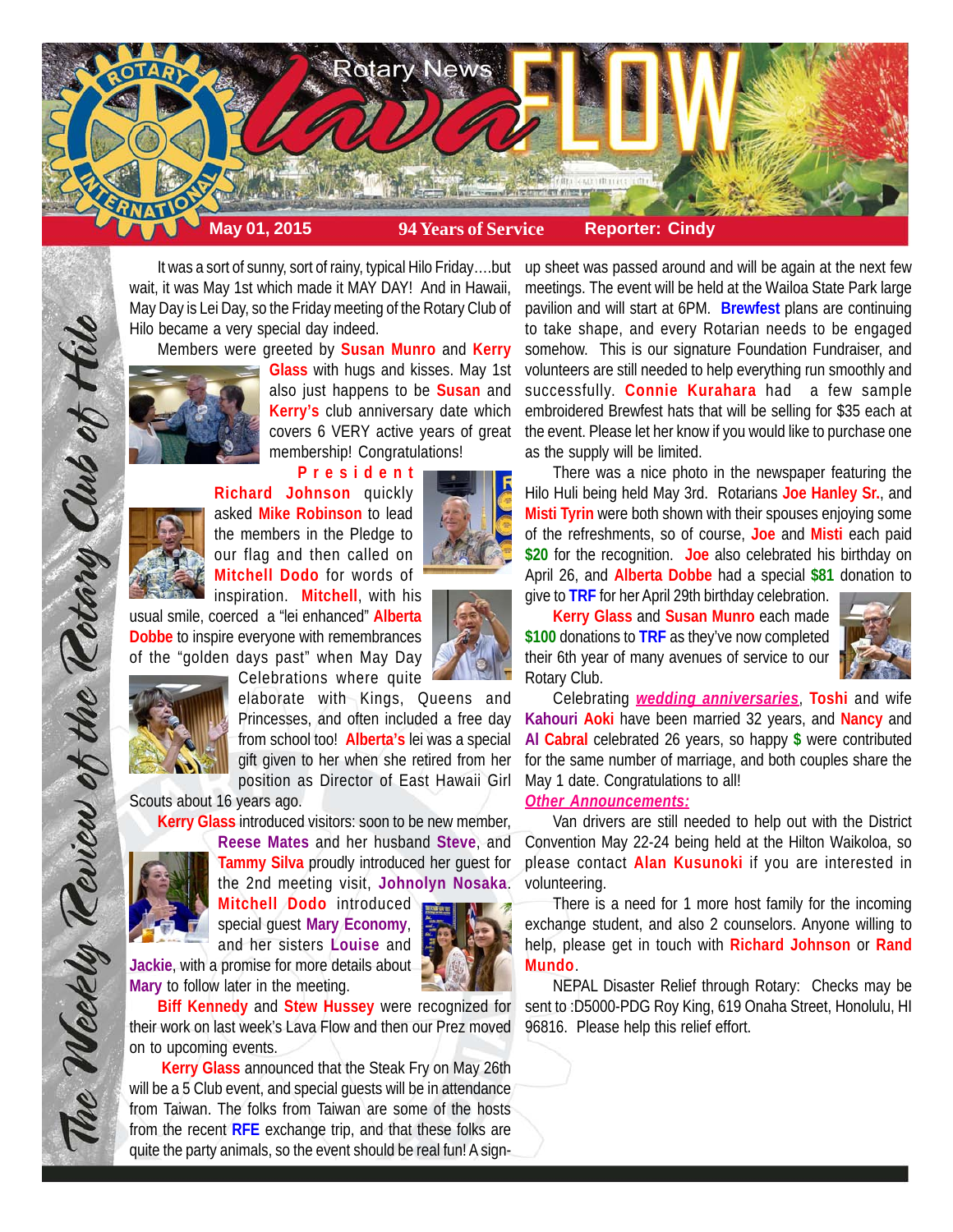# Lava FLOW

Rotary News

**May 01, 2015** | **94 Years of Service** | **Reporter: Cindy**

*The Weekly Review of the Rotary Club of Hilo*

It was a sort of sunny, sort of rainy, typical Hilo Friday….but wait, it was May 1st which made it MAY DAY! And in Hawaii, May Day is Lei Day, so the Friday meeting of the Rotary Club of Hilo became a very special day indeed.

Members were greeted by **Susan Munro** and **Kerry Glass** with hugs and kisses. May 1st also just happens to be **Susan** and **Kerry's** club anniversary date which covers 6 VERY active years of great membership! Congratulations!

President **Richard Johnson** quickly asked **Mike Robinson** to lead the members in the Pledge to our flag and then called on **Mitchell Dodo** for words of inspiration. **Mitchell**, with his usual smile, coerced a "lei enhanced" **Alberta Dobbe** to inspire everyone with remembrances of the "golden days past" when May Day Celebrations where quite elaborate with Kings, Queens and Princesses, and often included a free day from school too! **Alberta's** lei was a special gift given to her when she retired from her position as Director of East Hawaii Girl Scouts about 16 years ago.

**Kerry Glass** introduced visitors: soon to be new member, **Reese Mates** and her husband **Steve**, and **Tammy Silva** proudly introduced her guest for the 2nd meeting visit, **Johnolyn Nosaka**. **Mitchell Dodo** introduced special guest **Mary Economy**, and her sisters **Louise** and **Jackie**, with a promise for more details about **Mary** to follow later in the meeting.

**Biff Kennedy** and **Stew Hussey** were recognized for their work on last week's Lava Flow and then our Prez moved on to upcoming events.

**Kerry Glass** announced that the Steak Fry on May 26th will be a 5 Club event, and special guests will be in attendance from Taiwan. The folks from Taiwan are some of the hosts from the recent **RFE** exchange trip, and that these folks are quite the party animals, so the event should be real fun! A sign-up sheet was passed around and will be again at the next few meetings. The event will be held at the Wailoa State Park large pavilion and will start at 6PM. **Brewfest** plans are continuing to take shape, and every Rotarian needs to be engaged somehow. This is our signature Foundation Fundraiser, and volunteers are still needed to help everything run smoothly and successfully. **Connie Kurahara** had a few sample embroidered Brewfest hats that will be selling for $35 each at the event. Please let her know if you would like to purchase one as the supply will be limited.

There was a nice photo in the newspaper featuring the Hilo Huli being held May 3rd. Rotarians **Joe Hanley Sr.**, and **Misti Tyrin** were both shown with their spouses enjoying some of the refreshments, so of course, **Joe** and **Misti** each paid **$20** for the recognition. **Joe** also celebrated his birthday on April 26, and **Alberta Dobbe** had a special **$81** donation to give to **TRF** for her April 29th birthday celebration.

**Kerry Glass** and **Susan Munro** each made **$100** donations to **TRF** as they've now completed their 6th year of many avenues of service to our Rotary Club.

Celebrating ***wedding anniversaries***, **Toshi** and wife **Kahouri Aoki** have been married 32 years, and **Nancy** and **Al Cabral** celebrated 26 years, so happy **$** were contributed for the same number of marriage, and both couples share the May 1 date. Congratulations to all!

***Other Announcements:***

Van drivers are still needed to help out with the District Convention May 22-24 being held at the Hilton Waikoloa, so please contact **Alan Kusunoki** if you are interested in volunteering.

There is a need for 1 more host family for the incoming exchange student, and also 2 counselors. Anyone willing to help, please get in touch with **Richard Johnson** or **Rand Mundo**.

NEPAL Disaster Relief through Rotary: Checks may be sent to :D5000-PDG Roy King, 619 Onaha Street, Honolulu, HI 96816. Please help this relief effort.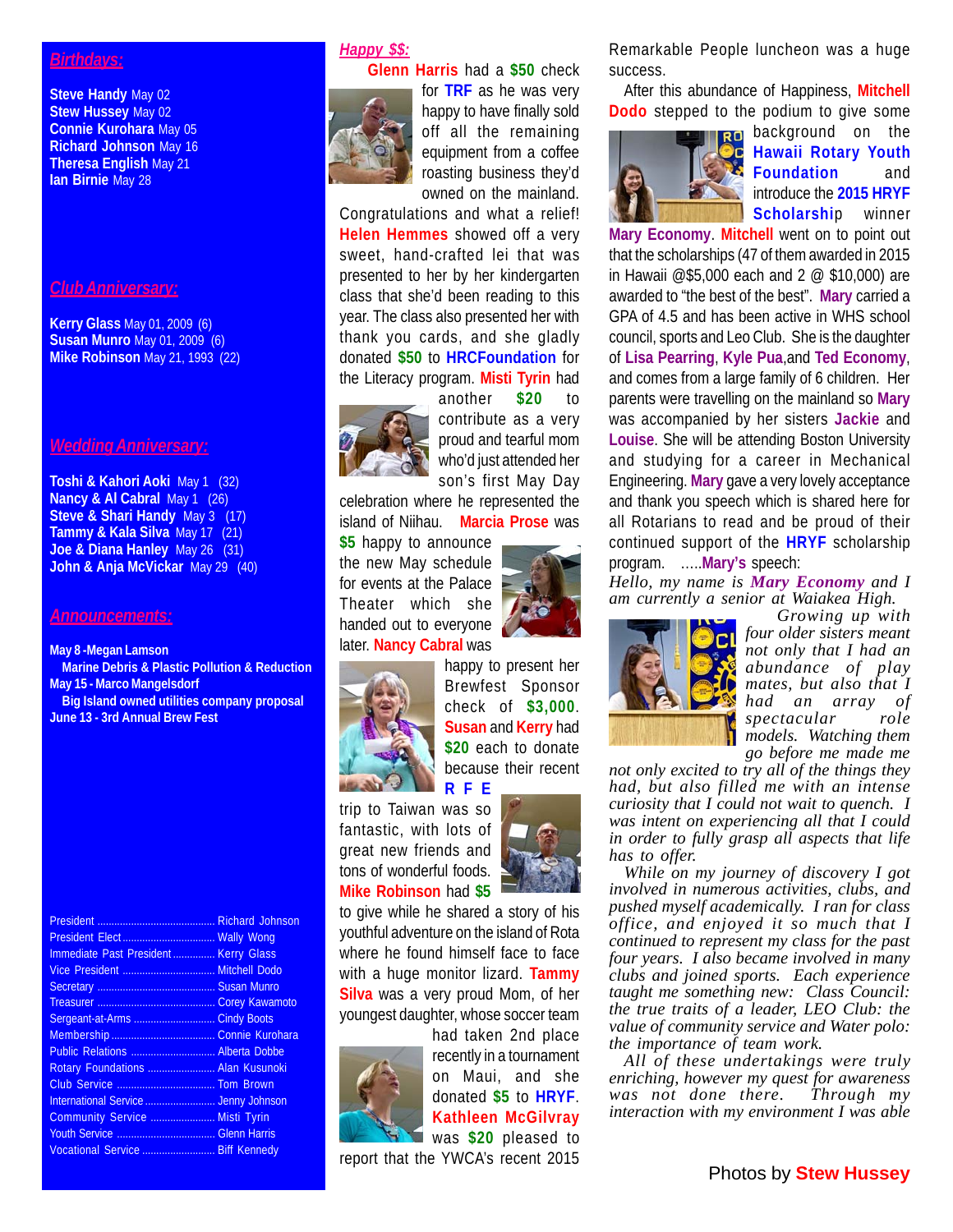## Birthdays:

**Steve Handy** May 02
**Stew Hussey** May 02
**Connie Kurohara** May 05
**Richard Johnson** May 16
**Theresa English** May 21
**Ian Birnie** May 28

## Club Anniversary:

**Kerry Glass** May 01, 2009 (6)
**Susan Munro** May 01, 2009 (6)
**Mike Robinson** May 21, 1993 (22)

## Wedding Anniversary:

**Toshi & Kahori Aoki** May 1 (32)
**Nancy & Al Cabral** May 1 (26)
**Steve & Shari Handy** May 3 (17)
**Tammy & Kala Silva** May 17 (21)
**Joe & Diana Hanley** May 26 (31)
**John & Anja McVickar** May 29 (40)

## Announcements:

**May 8 -Megan Lamson**
**Marine Debris & Plastic Pollution & Reduction**
**May 15 - Marco Mangelsdorf**
**Big Island owned utilities company proposal**
**June 13 - 3rd Annual Brew Fest**

| | |
|---|---|
| President | Richard Johnson |
| President Elect | Wally Wong |
| Immediate Past President | Kerry Glass |
| Vice President | Mitchell Dodo |
| Secretary | Susan Munro |
| Treasurer | Corey Kawamoto |
| Sergeant-at-Arms | Cindy Boots |
| Membership | Connie Kurohara |
| Public Relations | Alberta Dobbe |
| Rotary Foundations | Alan Kusunoki |
| Club Service | Tom Brown |
| International Service | Jenny Johnson |
| Community Service | Misti Tyrin |
| Youth Service | Glenn Harris |
| Vocational Service | Biff Kennedy |

## Happy $$:

**Glenn Harris** had a **$50** check for **TRF** as he was very happy to have finally sold off all the remaining equipment from a coffee roasting business they'd owned on the mainland. Congratulations and what a relief! **Helen Hemmes** showed off a very sweet, hand-crafted lei that was presented to her by her kindergarten class that she'd been reading to this year. The class also presented her with thank you cards, and she gladly donated **$50** to **HRCFoundation** for the Literacy program. **Misti Tyrin** had another **$20** to contribute as a very proud and tearful mom who'd just attended her son's first May Day celebration where he represented the island of Niihau. **Marcia Prose** was **$5** happy to announce the new May schedule for events at the Palace Theater which she handed out to everyone later. **Nancy Cabral** was happy to present her Brewfest Sponsor check of **$3,000**. **Susan** and **Kerry** had **$20** each to donate because their recent **RFE** trip to Taiwan was so fantastic, with lots of great new friends and tons of wonderful foods. **Mike Robinson** had **$5** to give while he shared a story of his youthful adventure on the island of Rota where he found himself face to face with a huge monitor lizard. **Tammy Silva** was a very proud Mom, of her youngest daughter, whose soccer team had taken 2nd place recently in a tournament on Maui, and she donated **$5** to **HRYF**. **Kathleen McGilvray** was **$20** pleased to report that the YWCA's recent 2015 Remarkable People luncheon was a huge success.

After this abundance of Happiness, **Mitchell Dodo** stepped to the podium to give some background on the **Hawaii Rotary Youth Foundation** and introduce the **2015 HRYF Scholarship** winner **Mary Economy**. **Mitchell** went on to point out that the scholarships (47 of them awarded in 2015 in Hawaii @$5,000 each and 2 @ $10,000) are awarded to "the best of the best". **Mary** carried a GPA of 4.5 and has been active in WHS school council, sports and Leo Club. She is the daughter of **Lisa Pearring**, **Kyle Pua**, and **Ted Economy**, and comes from a large family of 6 children. Her parents were travelling on the mainland so **Mary** was accompanied by her sisters **Jackie** and **Louise**. She will be attending Boston University and studying for a career in Mechanical Engineering. **Mary** gave a very lovely acceptance and thank you speech which is shared here for all Rotarians to read and be proud of their continued support of the **HRYF** scholarship program. .....**Mary's** speech:

*Hello, my name is **Mary Economy** and I am currently a senior at Waiakea High.*

*Growing up with four older sisters meant not only that I had an abundance of play mates, but also that I had an array of spectacular role models. Watching them go before me made me not only excited to try all of the things they had, but also filled me with an intense curiosity that I could not wait to quench. I was intent on experiencing all that I could in order to fully grasp all aspects that life has to offer.*

*While on my journey of discovery I got involved in numerous activities, clubs, and pushed myself academically. I ran for class office, and enjoyed it so much that I continued to represent my class for the past four years. I also became involved in many clubs and joined sports. Each experience taught me something new: Class Council: the true traits of a leader, LEO Club: the value of community service and Water polo: the importance of team work.*

*All of these undertakings were truly enriching, however my quest for awareness was not done there. Through my interaction with my environment I was able*

Photos by **Stew Hussey**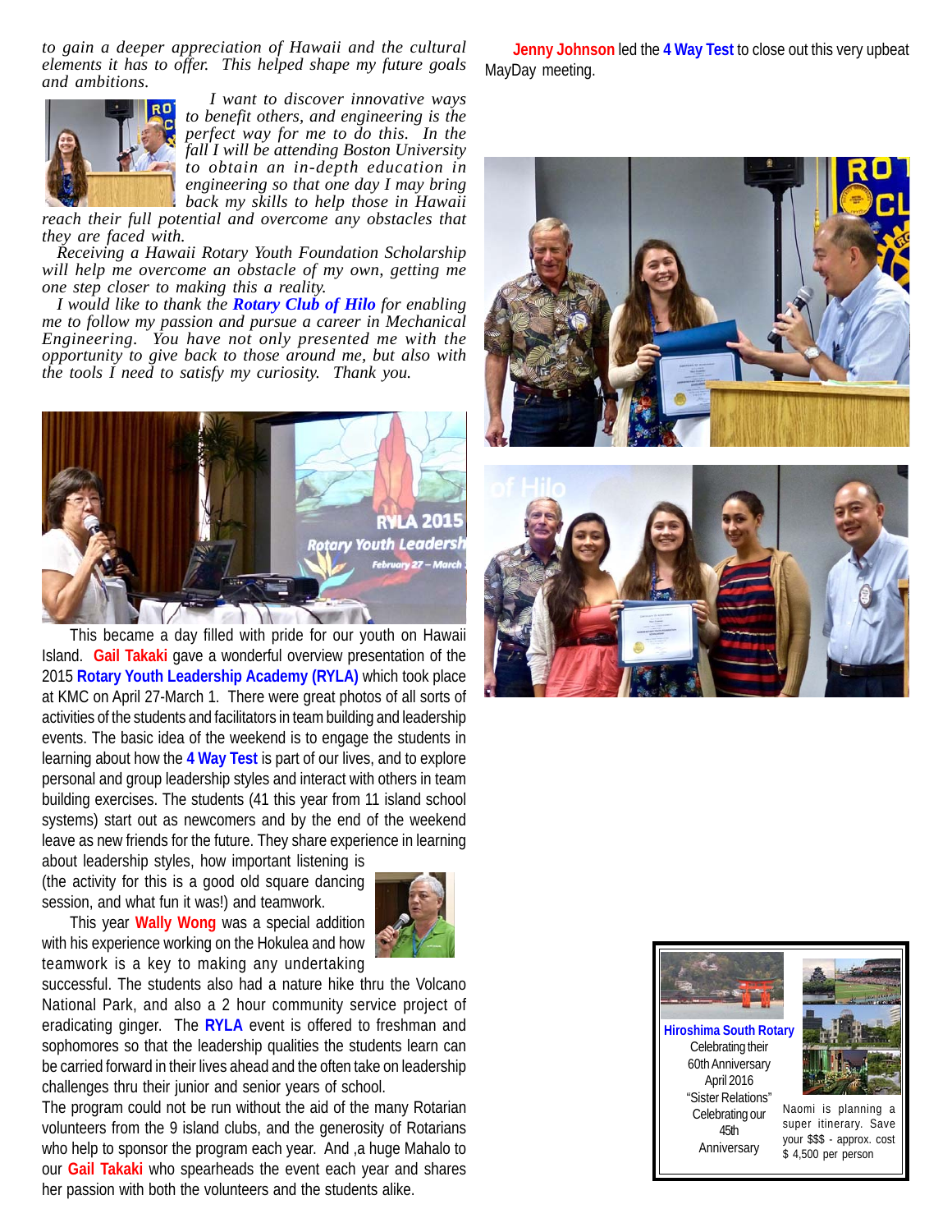*to gain a deeper appreciation of Hawaii and the cultural elements it has to offer. This helped shape my future goals and ambitions.*

*I want to discover innovative ways to benefit others, and engineering is the perfect way for me to do this. In the fall I will be attending Boston University to obtain an in-depth education in engineering so that one day I may bring back my skills to help those in Hawaii reach their full potential and overcome any obstacles that they are faced with.*

*Receiving a Hawaii Rotary Youth Foundation Scholarship will help me overcome an obstacle of my own, getting me one step closer to making this a reality.*

*I would like to thank the* ***Rotary Club of Hilo*** *for enabling me to follow my passion and pursue a career in Mechanical Engineering. You have not only presented me with the opportunity to give back to those around me, but also with the tools I need to satisfy my curiosity. Thank you.*

This became a day filled with pride for our youth on Hawaii Island. **Gail Takaki** gave a wonderful overview presentation of the 2015 **Rotary Youth Leadership Academy (RYLA)** which took place at KMC on April 27-March 1. There were great photos of all sorts of activities of the students and facilitators in team building and leadership events. The basic idea of the weekend is to engage the students in learning about how the **4 Way Test** is part of our lives, and to explore personal and group leadership styles and interact with others in team building exercises. The students (41 this year from 11 island school systems) start out as newcomers and by the end of the weekend leave as new friends for the future. They share experience in learning about leadership styles, how important listening is (the activity for this is a good old square dancing session, and what fun it was!) and teamwork.

This year **Wally Wong** was a special addition with his experience working on the Hokulea and how teamwork is a key to making any undertaking successful. The students also had a nature hike thru the Volcano National Park, and also a 2 hour community service project of eradicating ginger. The **RYLA** event is offered to freshman and sophomores so that the leadership qualities the students learn can be carried forward in their lives ahead and the often take on leadership challenges thru their junior and senior years of school.

The program could not be run without the aid of the many Rotarian volunteers from the 9 island clubs, and the generosity of Rotarians who help to sponsor the program each year. And ,a huge Mahalo to our **Gail Takaki** who spearheads the event each year and shares her passion with both the volunteers and the students alike.

**Jenny Johnson** led the **4 Way Test** to close out this very upbeat MayDay meeting.

**Hiroshima South Rotary**
Celebrating their 60th Anniversary
April 2016
"Sister Relations"
Celebrating our 45th Anniversary

Naomi is planning a super itinerary. Save your $$$ - approx. cost $ 4,500 per person